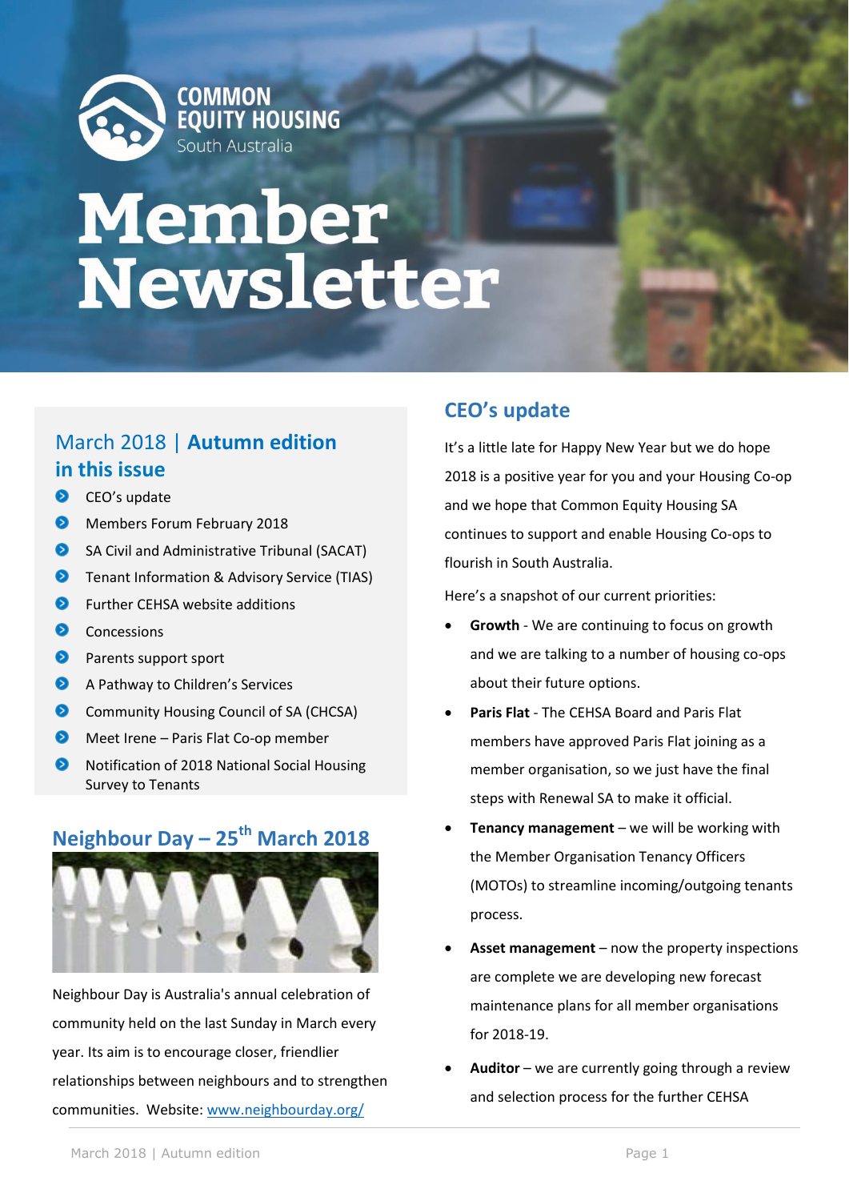COMMON EQUITY HOUSING
South Australia

# Member Newsletter

## March 2018 | Autumn edition

### in this issue

- CEO's update
- Members Forum February 2018
- SA Civil and Administrative Tribunal (SACAT)
- Tenant Information & Advisory Service (TIAS)
- Further CEHSA website additions
- Concessions
- Parents support sport
- A Pathway to Children's Services
- Community Housing Council of SA (CHCSA)
- Meet Irene – Paris Flat Co-op member
- Notification of 2018 National Social Housing Survey to Tenants

## Neighbour Day – 25th March 2018

Neighbour Day is Australia's annual celebration of community held on the last Sunday in March every year. Its aim is to encourage closer, friendlier relationships between neighbours and to strengthen communities. Website: www.neighbourday.org/

## CEO's update

It's a little late for Happy New Year but we do hope 2018 is a positive year for you and your Housing Co-op and we hope that Common Equity Housing SA continues to support and enable Housing Co-ops to flourish in South Australia.

Here's a snapshot of our current priorities:

- **Growth** - We are continuing to focus on growth and we are talking to a number of housing co-ops about their future options.
- **Paris Flat** - The CEHSA Board and Paris Flat members have approved Paris Flat joining as a member organisation, so we just have the final steps with Renewal SA to make it official.
- **Tenancy management** – we will be working with the Member Organisation Tenancy Officers (MOTOs) to streamline incoming/outgoing tenants process.
- **Asset management** – now the property inspections are complete we are developing new forecast maintenance plans for all member organisations for 2018-19.
- **Auditor** – we are currently going through a review and selection process for the further CEHSA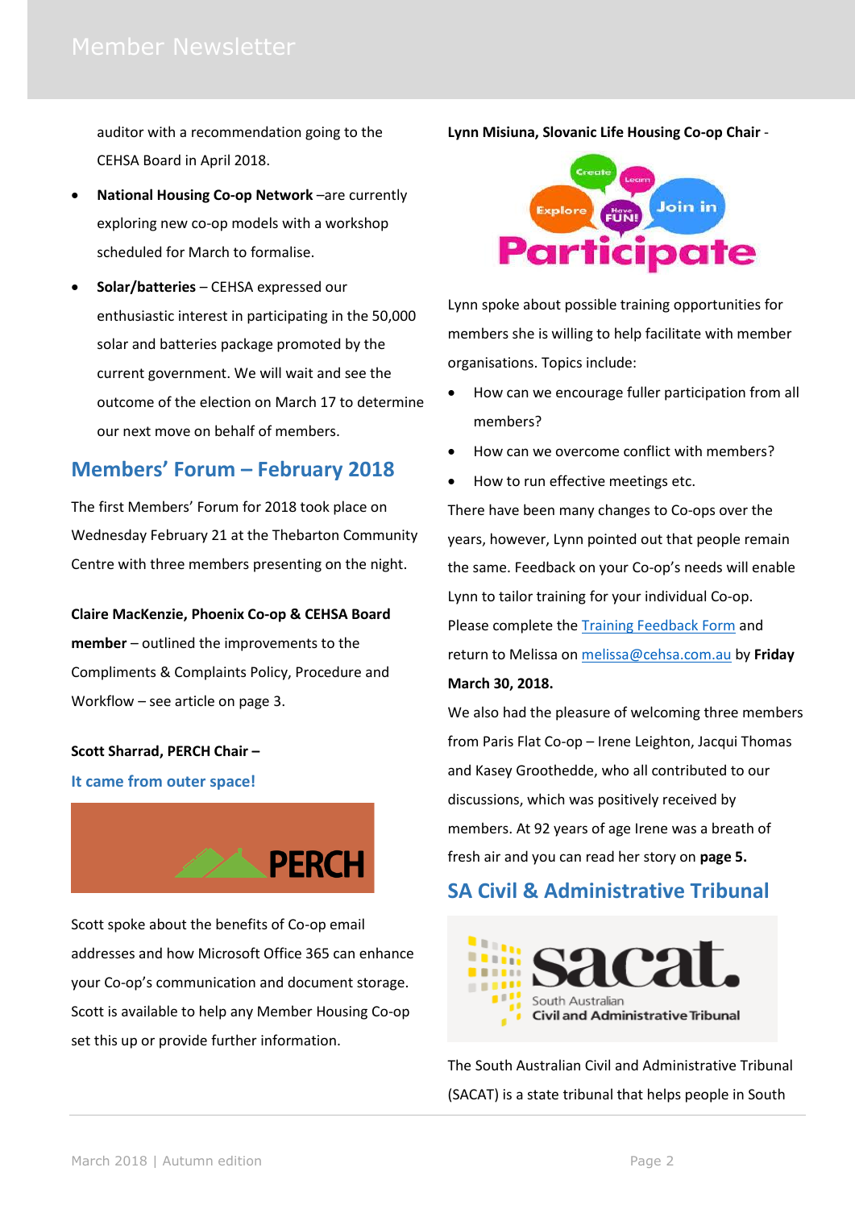auditor with a recommendation going to the CEHSA Board in April 2018.

- **National Housing Co-op Network** –are currently exploring new co-op models with a workshop scheduled for March to formalise.
- **Solar/batteries** – CEHSA expressed our enthusiastic interest in participating in the 50,000 solar and batteries package promoted by the current government. We will wait and see the outcome of the election on March 17 to determine our next move on behalf of members.

## Members' Forum – February 2018

The first Members' Forum for 2018 took place on Wednesday February 21 at the Thebarton Community Centre with three members presenting on the night.

**Claire MacKenzie, Phoenix Co-op & CEHSA Board member** – outlined the improvements to the Compliments & Complaints Policy, Procedure and Workflow – see article on page 3.

**Scott Sharrad, PERCH Chair –**

### It came from outer space!

Scott spoke about the benefits of Co-op email addresses and how Microsoft Office 365 can enhance your Co-op's communication and document storage. Scott is available to help any Member Housing Co-op set this up or provide further information.

**Lynn Misiuna, Slovanic Life Housing Co-op Chair** -

Lynn spoke about possible training opportunities for members she is willing to help facilitate with member organisations. Topics include:

- How can we encourage fuller participation from all members?
- How can we overcome conflict with members?
- How to run effective meetings etc.

There have been many changes to Co-ops over the years, however, Lynn pointed out that people remain the same. Feedback on your Co-op's needs will enable Lynn to tailor training for your individual Co-op. Please complete the Training Feedback Form and return to Melissa on melissa@cehsa.com.au by **Friday March 30, 2018.**

We also had the pleasure of welcoming three members from Paris Flat Co-op – Irene Leighton, Jacqui Thomas and Kasey Groothedde, who all contributed to our discussions, which was positively received by members. At 92 years of age Irene was a breath of fresh air and you can read her story on **page 5.**

## SA Civil & Administrative Tribunal

The South Australian Civil and Administrative Tribunal (SACAT) is a state tribunal that helps people in South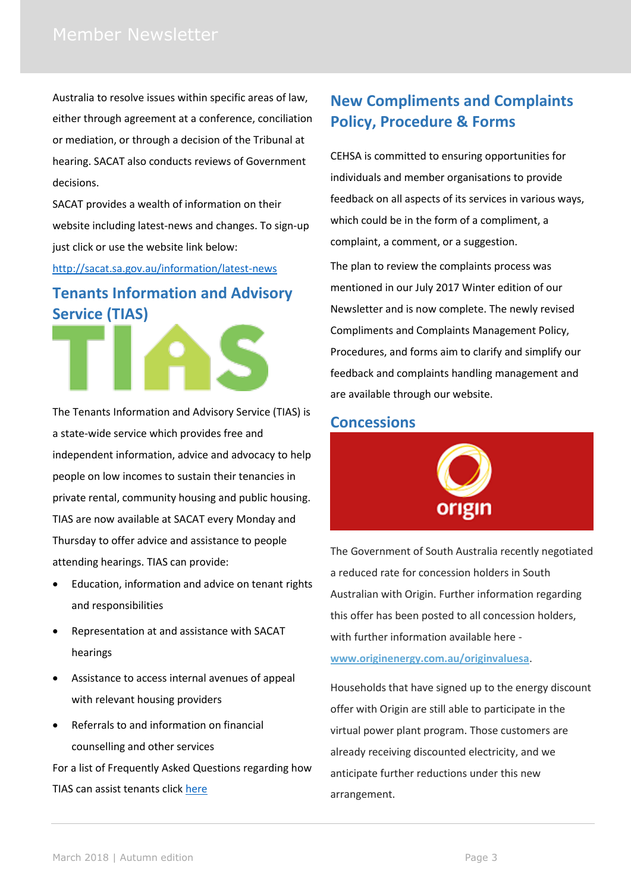Australia to resolve issues within specific areas of law, either through agreement at a conference, conciliation or mediation, or through a decision of the Tribunal at hearing. SACAT also conducts reviews of Government decisions.

SACAT provides a wealth of information on their website including latest-news and changes. To sign-up just click or use the website link below:

http://sacat.sa.gov.au/information/latest-news

## Tenants Information and Advisory Service (TIAS)

The Tenants Information and Advisory Service (TIAS) is a state-wide service which provides free and independent information, advice and advocacy to help people on low incomes to sustain their tenancies in private rental, community housing and public housing. TIAS are now available at SACAT every Monday and Thursday to offer advice and assistance to people attending hearings. TIAS can provide:

- Education, information and advice on tenant rights and responsibilities
- Representation at and assistance with SACAT hearings
- Assistance to access internal avenues of appeal with relevant housing providers
- Referrals to and information on financial counselling and other services

For a list of Frequently Asked Questions regarding how TIAS can assist tenants click here

## New Compliments and Complaints Policy, Procedure & Forms

CEHSA is committed to ensuring opportunities for individuals and member organisations to provide feedback on all aspects of its services in various ways, which could be in the form of a compliment, a complaint, a comment, or a suggestion.

The plan to review the complaints process was mentioned in our July 2017 Winter edition of our Newsletter and is now complete. The newly revised Compliments and Complaints Management Policy, Procedures, and forms aim to clarify and simplify our feedback and complaints handling management and are available through our website.

## Concessions

The Government of South Australia recently negotiated a reduced rate for concession holders in South Australian with Origin. Further information regarding this offer has been posted to all concession holders, with further information available here - www.originenergy.com.au/originvaluesa.

Households that have signed up to the energy discount offer with Origin are still able to participate in the virtual power plant program. Those customers are already receiving discounted electricity, and we anticipate further reductions under this new arrangement.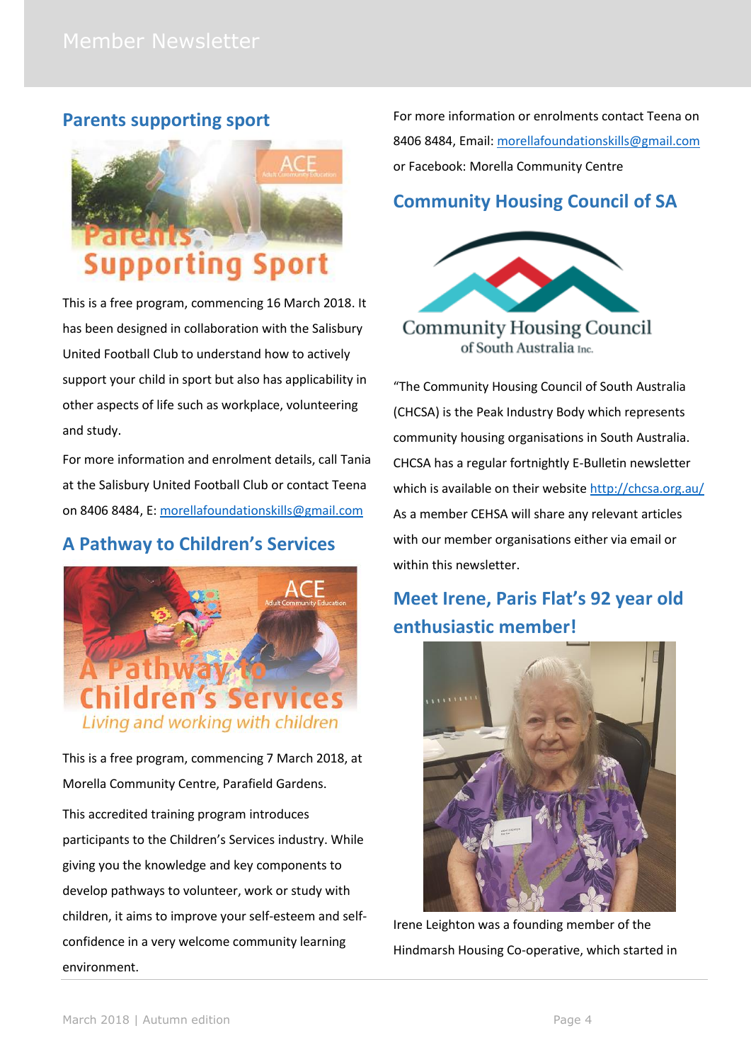## Parents supporting sport

This is a free program, commencing 16 March 2018. It has been designed in collaboration with the Salisbury United Football Club to understand how to actively support your child in sport but also has applicability in other aspects of life such as workplace, volunteering and study.

For more information and enrolment details, call Tania at the Salisbury United Football Club or contact Teena on 8406 8484, E: morellafoundationskills@gmail.com

## A Pathway to Children's Services

This is a free program, commencing 7 March 2018, at Morella Community Centre, Parafield Gardens.

This accredited training program introduces participants to the Children's Services industry. While giving you the knowledge and key components to develop pathways to volunteer, work or study with children, it aims to improve your self-esteem and self-confidence in a very welcome community learning environment.

For more information or enrolments contact Teena on 8406 8484, Email: morellafoundationskills@gmail.com or Facebook: Morella Community Centre

## Community Housing Council of SA

"The Community Housing Council of South Australia (CHCSA) is the Peak Industry Body which represents community housing organisations in South Australia. CHCSA has a regular fortnightly E-Bulletin newsletter which is available on their website http://chcsa.org.au/ As a member CEHSA will share any relevant articles with our member organisations either via email or within this newsletter.

## Meet Irene, Paris Flat's 92 year old enthusiastic member!

Irene Leighton was a founding member of the Hindmarsh Housing Co-operative, which started in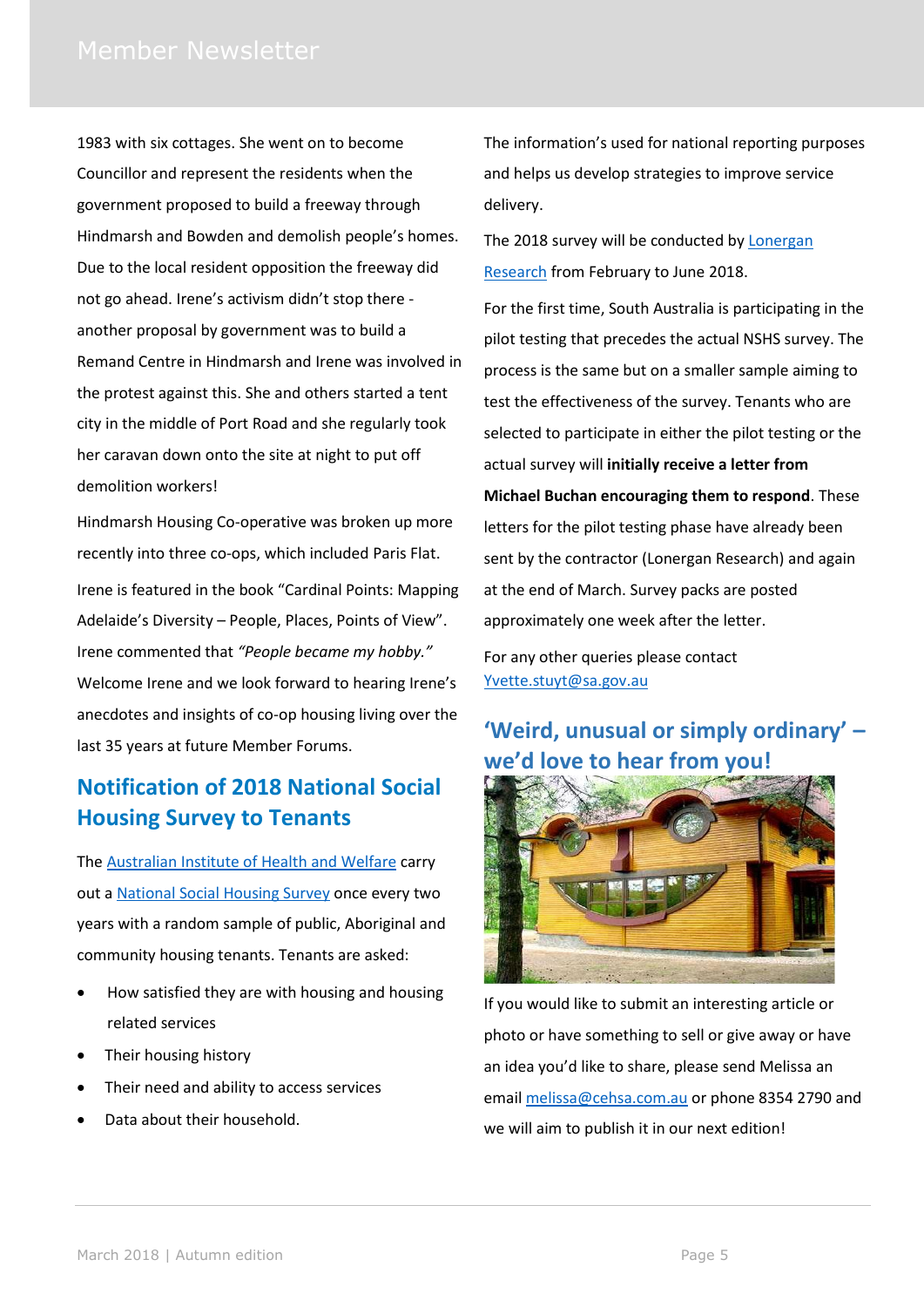1983 with six cottages. She went on to become Councillor and represent the residents when the government proposed to build a freeway through Hindmarsh and Bowden and demolish people's homes. Due to the local resident opposition the freeway did not go ahead. Irene's activism didn't stop there - another proposal by government was to build a Remand Centre in Hindmarsh and Irene was involved in the protest against this. She and others started a tent city in the middle of Port Road and she regularly took her caravan down onto the site at night to put off demolition workers!

Hindmarsh Housing Co-operative was broken up more recently into three co-ops, which included Paris Flat.

Irene is featured in the book "Cardinal Points: Mapping Adelaide's Diversity – People, Places, Points of View". Irene commented that *"People became my hobby."* Welcome Irene and we look forward to hearing Irene's anecdotes and insights of co-op housing living over the last 35 years at future Member Forums.

## Notification of 2018 National Social Housing Survey to Tenants

The Australian Institute of Health and Welfare carry out a National Social Housing Survey once every two years with a random sample of public, Aboriginal and community housing tenants. Tenants are asked:

- How satisfied they are with housing and housing related services
- Their housing history
- Their need and ability to access services
- Data about their household.

The information's used for national reporting purposes and helps us develop strategies to improve service delivery.

The 2018 survey will be conducted by Lonergan Research from February to June 2018.

For the first time, South Australia is participating in the pilot testing that precedes the actual NSHS survey. The process is the same but on a smaller sample aiming to test the effectiveness of the survey. Tenants who are selected to participate in either the pilot testing or the actual survey will **initially receive a letter from Michael Buchan encouraging them to respond**. These letters for the pilot testing phase have already been sent by the contractor (Lonergan Research) and again at the end of March. Survey packs are posted approximately one week after the letter.

For any other queries please contact Yvette.stuyt@sa.gov.au

## 'Weird, unusual or simply ordinary' – we'd love to hear from you!

If you would like to submit an interesting article or photo or have something to sell or give away or have an idea you'd like to share, please send Melissa an email melissa@cehsa.com.au or phone 8354 2790 and we will aim to publish it in our next edition!